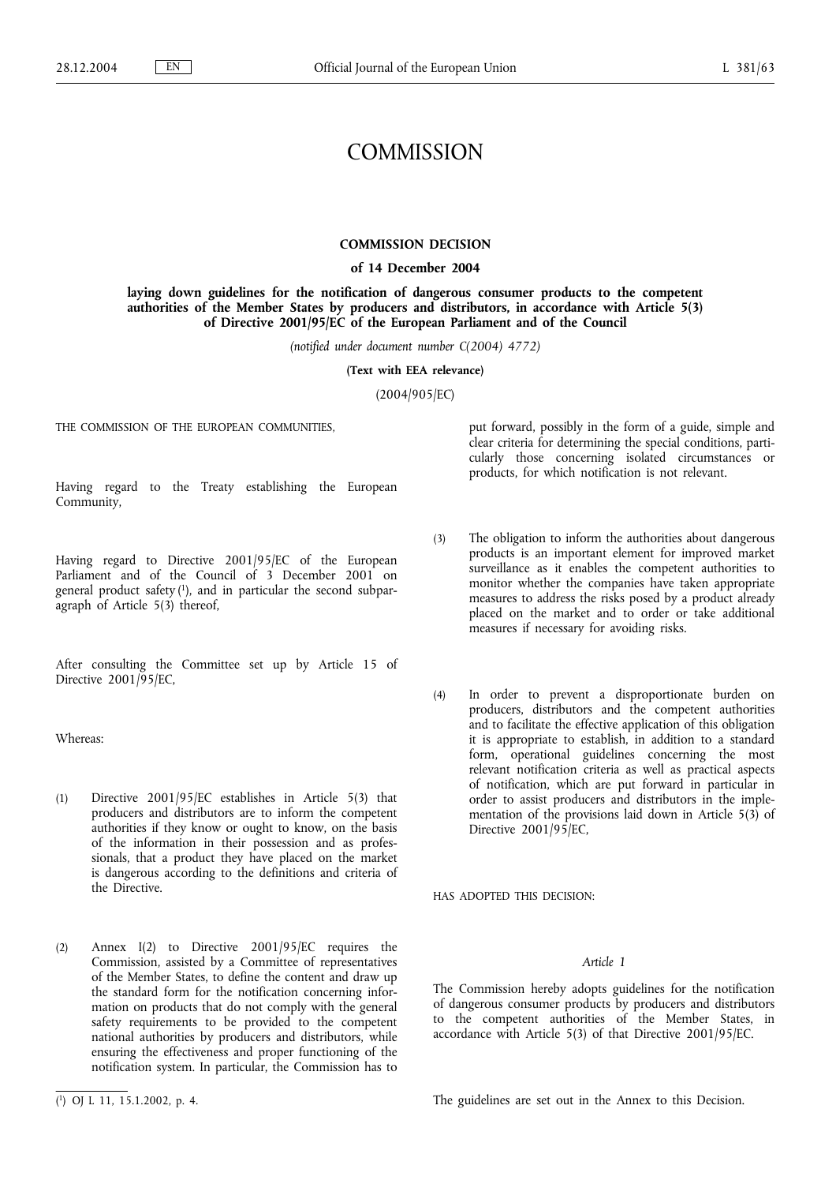# COMMISSION

## COMMISSION DECISION

### of 14 December 2004

### laying down guidelines for the notification of dangerous consumer products to the competent authorities of the Member States by producers and distributors, in accordance with Article 5(3) of Directive 2001/95/EC of the European Parliament and of the Council

*(notified under document number C(2004) 4772)*

**(Text with EEA relevance)**

(2004/905/EC)

THE COMMISSION OF THE EUROPEAN COMMUNITIES,

Having regard to the Treaty establishing the European Community,

Having regard to Directive 2001/95/EC of the European Parliament and of the Council of 3 December 2001 on general product safety [1], and in particular the second subparagraph of Article 5(3) thereof,

After consulting the Committee set up by Article 15 of Directive 2001/95/EC,

Whereas:

(1) Directive 2001/95/EC establishes in Article 5(3) that producers and distributors are to inform the competent authorities if they know or ought to know, on the basis of the information in their possession and as professionals, that a product they have placed on the market is dangerous according to the definitions and criteria of the Directive.

(2) Annex I(2) to Directive 2001/95/EC requires the Commission, assisted by a Committee of representatives of the Member States, to define the content and draw up the standard form for the notification concerning information on products that do not comply with the general safety requirements to be provided to the competent national authorities by producers and distributors, while ensuring the effectiveness and proper functioning of the notification system. In particular, the Commission has to put forward, possibly in the form of a guide, simple and clear criteria for determining the special conditions, particularly those concerning isolated circumstances or products, for which notification is not relevant.

(3) The obligation to inform the authorities about dangerous products is an important element for improved market surveillance as it enables the competent authorities to monitor whether the companies have taken appropriate measures to address the risks posed by a product already placed on the market and to order or take additional measures if necessary for avoiding risks.

(4) In order to prevent a disproportionate burden on producers, distributors and the competent authorities and to facilitate the effective application of this obligation it is appropriate to establish, in addition to a standard form, operational guidelines concerning the most relevant notification criteria as well as practical aspects of notification, which are put forward in particular in order to assist producers and distributors in the implementation of the provisions laid down in Article 5(3) of Directive 2001/95/EC,

HAS ADOPTED THIS DECISION:

*Article 1*

The Commission hereby adopts guidelines for the notification of dangerous consumer products by producers and distributors to the competent authorities of the Member States, in accordance with Article 5(3) of that Directive 2001/95/EC.

The guidelines are set out in the Annex to this Decision.

---

(1) OJ L 11, 15.1.2002, p. 4.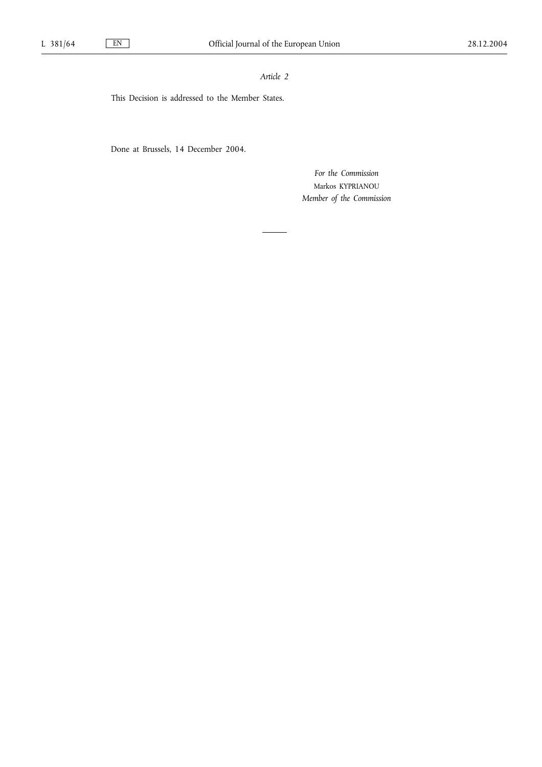*Article 2*

This Decision is addressed to the Member States.

Done at Brussels, 14 December 2004.

*For the Commission*

Markos KYPRIANOU

*Member of the Commission*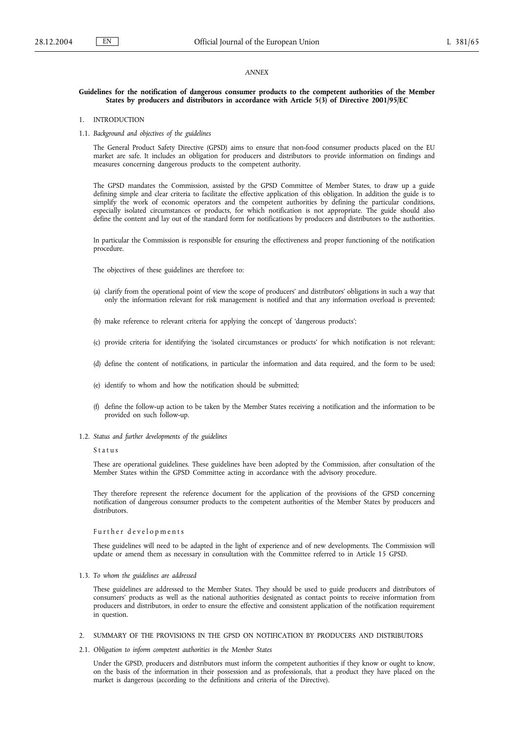*ANNEX*

## Guidelines for the notification of dangerous consumer products to the competent authorities of the Member States by producers and distributors in accordance with Article 5(3) of Directive 2001/95/EC

### 1. INTRODUCTION

#### 1.1. *Background and objectives of the guidelines*

The General Product Safety Directive (GPSD) aims to ensure that non-food consumer products placed on the EU market are safe. It includes an obligation for producers and distributors to provide information on findings and measures concerning dangerous products to the competent authority.

The GPSD mandates the Commission, assisted by the GPSD Committee of Member States, to draw up a guide defining simple and clear criteria to facilitate the effective application of this obligation. In addition the guide is to simplify the work of economic operators and the competent authorities by defining the particular conditions, especially isolated circumstances or products, for which notification is not appropriate. The guide should also define the content and lay out of the standard form for notifications by producers and distributors to the authorities.

In particular the Commission is responsible for ensuring the effectiveness and proper functioning of the notification procedure.

The objectives of these guidelines are therefore to:

(a) clarify from the operational point of view the scope of producers' and distributors' obligations in such a way that only the information relevant for risk management is notified and that any information overload is prevented;

(b) make reference to relevant criteria for applying the concept of 'dangerous products';

(c) provide criteria for identifying the 'isolated circumstances or products' for which notification is not relevant;

(d) define the content of notifications, in particular the information and data required, and the form to be used;

(e) identify to whom and how the notification should be submitted;

(f) define the follow-up action to be taken by the Member States receiving a notification and the information to be provided on such follow-up.

#### 1.2. *Status and further developments of the guidelines*

Status

These are operational guidelines. These guidelines have been adopted by the Commission, after consultation of the Member States within the GPSD Committee acting in accordance with the advisory procedure.

They therefore represent the reference document for the application of the provisions of the GPSD concerning notification of dangerous consumer products to the competent authorities of the Member States by producers and distributors.

Further developments

These guidelines will need to be adapted in the light of experience and of new developments. The Commission will update or amend them as necessary in consultation with the Committee referred to in Article 15 GPSD.

#### 1.3. *To whom the guidelines are addressed*

These guidelines are addressed to the Member States. They should be used to guide producers and distributors of consumers' products as well as the national authorities designated as contact points to receive information from producers and distributors, in order to ensure the effective and consistent application of the notification requirement in question.

### 2. SUMMARY OF THE PROVISIONS IN THE GPSD ON NOTIFICATION BY PRODUCERS AND DISTRIBUTORS

#### 2.1. *Obligation to inform competent authorities in the Member States*

Under the GPSD, producers and distributors must inform the competent authorities if they know or ought to know, on the basis of the information in their possession and as professionals, that a product they have placed on the market is dangerous (according to the definitions and criteria of the Directive).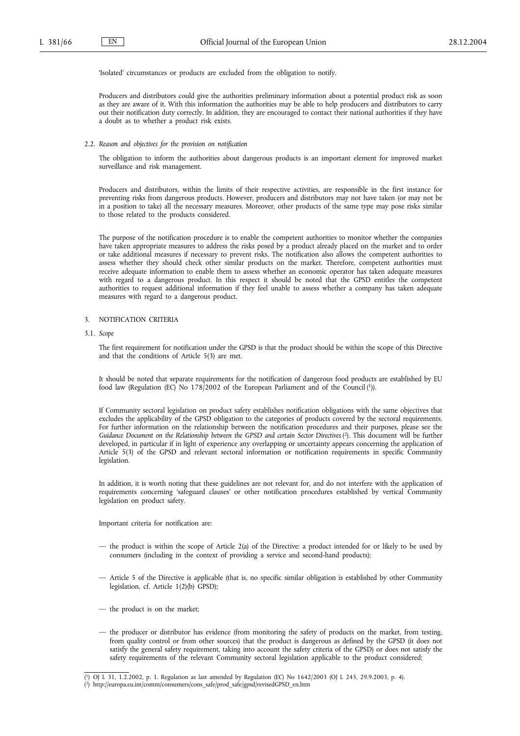'Isolated' circumstances or products are excluded from the obligation to notify.

Producers and distributors could give the authorities preliminary information about a potential product risk as soon as they are aware of it. With this information the authorities may be able to help producers and distributors to carry out their notification duty correctly. In addition, they are encouraged to contact their national authorities if they have a doubt as to whether a product risk exists.

### 2.2. *Reason and objectives for the provision on notification*

The obligation to inform the authorities about dangerous products is an important element for improved market surveillance and risk management.

Producers and distributors, within the limits of their respective activities, are responsible in the first instance for preventing risks from dangerous products. However, producers and distributors may not have taken (or may not be in a position to take) all the necessary measures. Moreover, other products of the same type may pose risks similar to those related to the products considered.

The purpose of the notification procedure is to enable the competent authorities to monitor whether the companies have taken appropriate measures to address the risks posed by a product already placed on the market and to order or take additional measures if necessary to prevent risks. The notification also allows the competent authorities to assess whether they should check other similar products on the market. Therefore, competent authorities must receive adequate information to enable them to assess whether an economic operator has taken adequate measures with regard to a dangerous product. In this respect it should be noted that the GPSD entitles the competent authorities to request additional information if they feel unable to assess whether a company has taken adequate measures with regard to a dangerous product.

## 3. NOTIFICATION CRITERIA

### 3.1. *Scope*

The first requirement for notification under the GPSD is that the product should be within the scope of this Directive and that the conditions of Article 5(3) are met.

It should be noted that separate requirements for the notification of dangerous food products are established by EU food law (Regulation (EC) No 178/2002 of the European Parliament and of the Council [1]).

If Community sectoral legislation on product safety establishes notification obligations with the same objectives that excludes the applicability of the GPSD obligation to the categories of products covered by the sectoral requirements. For further information on the relationship between the notification procedures and their purposes, please see the *Guidance Document on the Relationship between the GPSD and certain Sector Directives* [2]. This document will be further developed, in particular if in light of experience any overlapping or uncertainty appears concerning the application of Article 5(3) of the GPSD and relevant sectoral information or notification requirements in specific Community legislation.

In addition, it is worth noting that these guidelines are not relevant for, and do not interfere with the application of requirements concerning 'safeguard clauses' or other notification procedures established by vertical Community legislation on product safety.

Important criteria for notification are:

- the product is within the scope of Article 2(a) of the Directive: a product intended for or likely to be used by consumers (including in the context of providing a service and second-hand products);
- Article 5 of the Directive is applicable (that is, no specific similar obligation is established by other Community legislation, cf. Article 1(2)(b) GPSD);
- the product is on the market;
- the producer or distributor has evidence (from monitoring the safety of products on the market, from testing, from quality control or from other sources) that the product is dangerous as defined by the GPSD (it does not satisfy the general safety requirement, taking into account the safety criteria of the GPSD) or does not satisfy the safety requirements of the relevant Community sectoral legislation applicable to the product considered;

---

[1] OJ L 31, 1.2.2002, p. 1. Regulation as last amended by Regulation (EC) No 1642/2003 (OJ L 245, 29.9.2003, p. 4).

[2] http://europa.eu.int/comm/consumers/cons_safe/prod_safe/gpsd/revisedGPSD_en.htm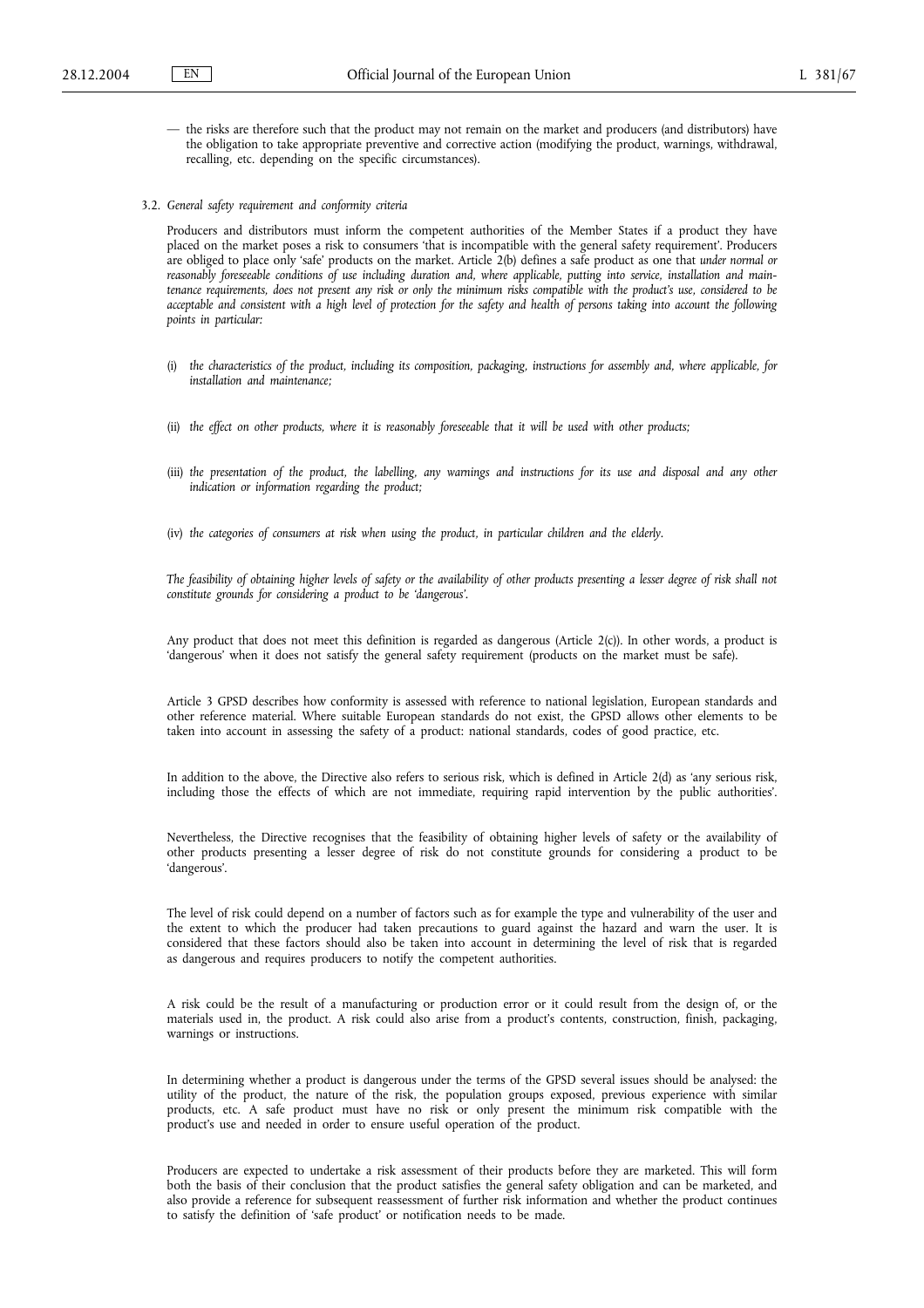— the risks are therefore such that the product may not remain on the market and producers (and distributors) have the obligation to take appropriate preventive and corrective action (modifying the product, warnings, withdrawal, recalling, etc. depending on the specific circumstances).

3.2. *General safety requirement and conformity criteria*

Producers and distributors must inform the competent authorities of the Member States if a product they have placed on the market poses a risk to consumers 'that is incompatible with the general safety requirement'. Producers are obliged to place only 'safe' products on the market. Article 2(b) defines a safe product as one that *under normal or reasonably foreseeable conditions of use including duration and, where applicable, putting into service, installation and maintenance requirements, does not present any risk or only the minimum risks compatible with the product's use, considered to be acceptable and consistent with a high level of protection for the safety and health of persons taking into account the following points in particular:*

(i) *the characteristics of the product, including its composition, packaging, instructions for assembly and, where applicable, for installation and maintenance;*

(ii) *the effect on other products, where it is reasonably foreseeable that it will be used with other products;*

(iii) *the presentation of the product, the labelling, any warnings and instructions for its use and disposal and any other indication or information regarding the product;*

(iv) *the categories of consumers at risk when using the product, in particular children and the elderly.*

*The feasibility of obtaining higher levels of safety or the availability of other products presenting a lesser degree of risk shall not constitute grounds for considering a product to be 'dangerous'.*

Any product that does not meet this definition is regarded as dangerous (Article 2(c)). In other words, a product is 'dangerous' when it does not satisfy the general safety requirement (products on the market must be safe).

Article 3 GPSD describes how conformity is assessed with reference to national legislation, European standards and other reference material. Where suitable European standards do not exist, the GPSD allows other elements to be taken into account in assessing the safety of a product: national standards, codes of good practice, etc.

In addition to the above, the Directive also refers to serious risk, which is defined in Article 2(d) as 'any serious risk, including those the effects of which are not immediate, requiring rapid intervention by the public authorities'.

Nevertheless, the Directive recognises that the feasibility of obtaining higher levels of safety or the availability of other products presenting a lesser degree of risk do not constitute grounds for considering a product to be 'dangerous'.

The level of risk could depend on a number of factors such as for example the type and vulnerability of the user and the extent to which the producer had taken precautions to guard against the hazard and warn the user. It is considered that these factors should also be taken into account in determining the level of risk that is regarded as dangerous and requires producers to notify the competent authorities.

A risk could be the result of a manufacturing or production error or it could result from the design of, or the materials used in, the product. A risk could also arise from a product's contents, construction, finish, packaging, warnings or instructions.

In determining whether a product is dangerous under the terms of the GPSD several issues should be analysed: the utility of the product, the nature of the risk, the population groups exposed, previous experience with similar products, etc. A safe product must have no risk or only present the minimum risk compatible with the product's use and needed in order to ensure useful operation of the product.

Producers are expected to undertake a risk assessment of their products before they are marketed. This will form both the basis of their conclusion that the product satisfies the general safety obligation and can be marketed, and also provide a reference for subsequent reassessment of further risk information and whether the product continues to satisfy the definition of 'safe product' or notification needs to be made.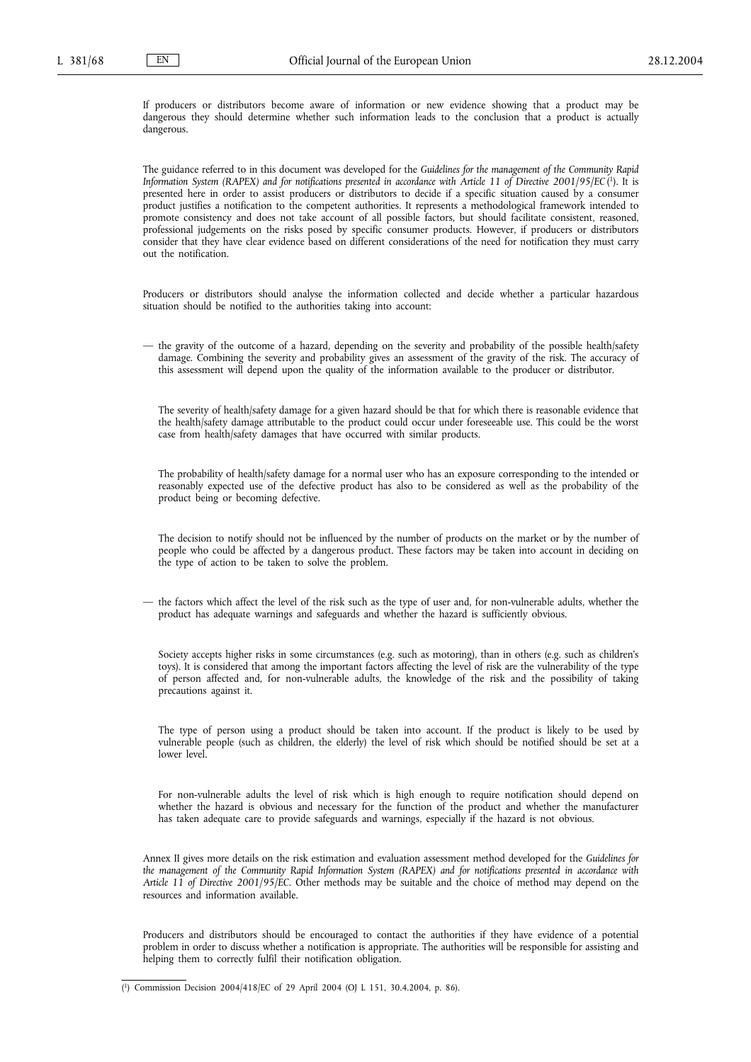If producers or distributors become aware of information or new evidence showing that a product may be dangerous they should determine whether such information leads to the conclusion that a product is actually dangerous.

The guidance referred to in this document was developed for the *Guidelines for the management of the Community Rapid Information System (RAPEX) and for notifications presented in accordance with Article 11 of Directive 2001/95/EC* [1]. It is presented here in order to assist producers or distributors to decide if a specific situation caused by a consumer product justifies a notification to the competent authorities. It represents a methodological framework intended to promote consistency and does not take account of all possible factors, but should facilitate consistent, reasoned, professional judgements on the risks posed by specific consumer products. However, if producers or distributors consider that they have clear evidence based on different considerations of the need for notification they must carry out the notification.

Producers or distributors should analyse the information collected and decide whether a particular hazardous situation should be notified to the authorities taking into account:

— the gravity of the outcome of a hazard, depending on the severity and probability of the possible health/safety damage. Combining the severity and probability gives an assessment of the gravity of the risk. The accuracy of this assessment will depend upon the quality of the information available to the producer or distributor.

  The severity of health/safety damage for a given hazard should be that for which there is reasonable evidence that the health/safety damage attributable to the product could occur under foreseeable use. This could be the worst case from health/safety damages that have occurred with similar products.

  The probability of health/safety damage for a normal user who has an exposure corresponding to the intended or reasonably expected use of the defective product has also to be considered as well as the probability of the product being or becoming defective.

  The decision to notify should not be influenced by the number of products on the market or by the number of people who could be affected by a dangerous product. These factors may be taken into account in deciding on the type of action to be taken to solve the problem.

— the factors which affect the level of the risk such as the type of user and, for non-vulnerable adults, whether the product has adequate warnings and safeguards and whether the hazard is sufficiently obvious.

  Society accepts higher risks in some circumstances (e.g. such as motoring), than in others (e.g. such as children's toys). It is considered that among the important factors affecting the level of risk are the vulnerability of the type of person affected and, for non-vulnerable adults, the knowledge of the risk and the possibility of taking precautions against it.

  The type of person using a product should be taken into account. If the product is likely to be used by vulnerable people (such as children, the elderly) the level of risk which should be notified should be set at a lower level.

  For non-vulnerable adults the level of risk which is high enough to require notification should depend on whether the hazard is obvious and necessary for the function of the product and whether the manufacturer has taken adequate care to provide safeguards and warnings, especially if the hazard is not obvious.

Annex II gives more details on the risk estimation and evaluation assessment method developed for the *Guidelines for the management of the Community Rapid Information System (RAPEX) and for notifications presented in accordance with Article 11 of Directive 2001/95/EC*. Other methods may be suitable and the choice of method may depend on the resources and information available.

Producers and distributors should be encouraged to contact the authorities if they have evidence of a potential problem in order to discuss whether a notification is appropriate. The authorities will be responsible for assisting and helping them to correctly fulfil their notification obligation.

---

[1] Commission Decision 2004/418/EC of 29 April 2004 (OJ L 151, 30.4.2004, p. 86).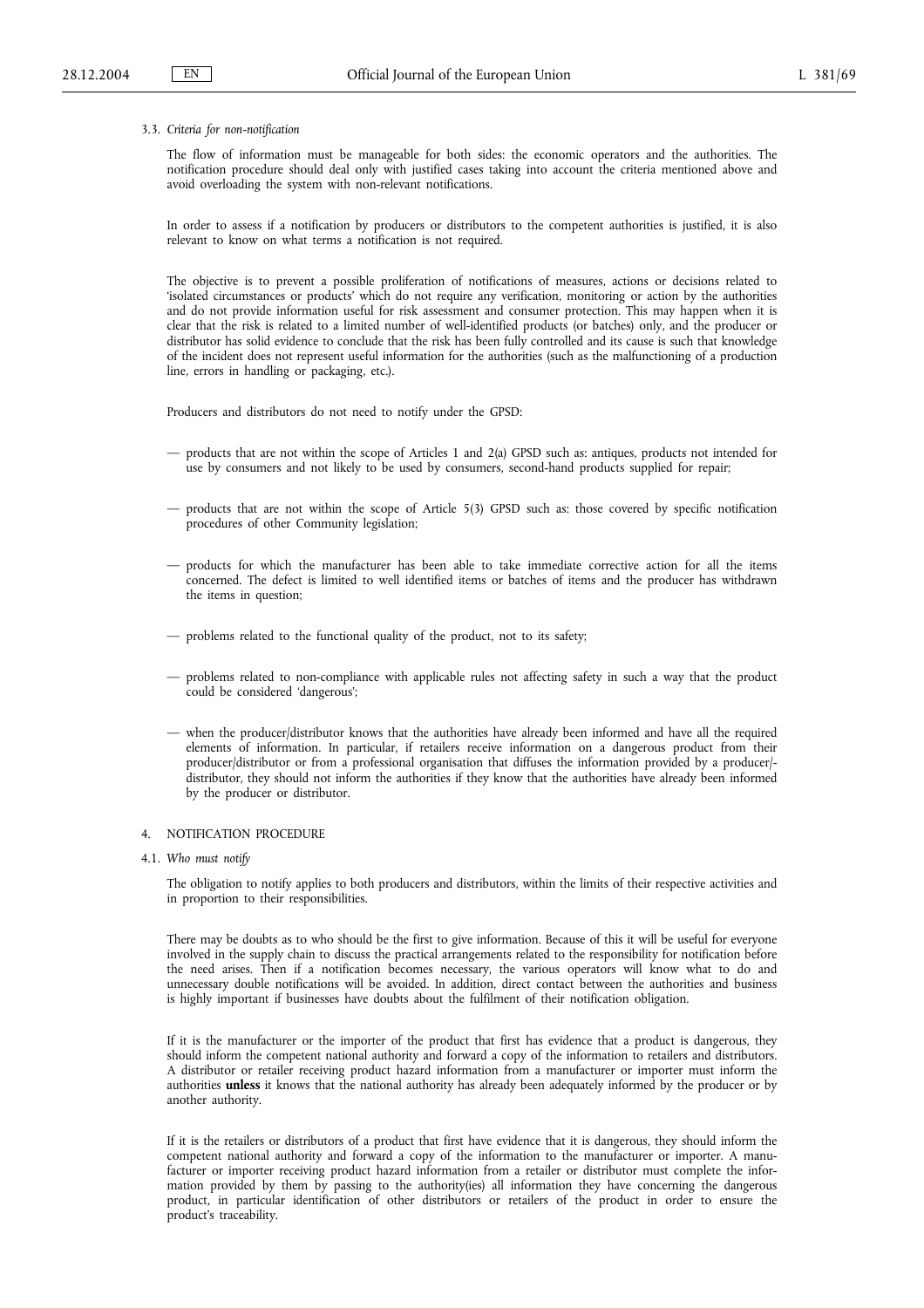3.3. *Criteria for non-notification*

The flow of information must be manageable for both sides: the economic operators and the authorities. The notification procedure should deal only with justified cases taking into account the criteria mentioned above and avoid overloading the system with non-relevant notifications.

In order to assess if a notification by producers or distributors to the competent authorities is justified, it is also relevant to know on what terms a notification is not required.

The objective is to prevent a possible proliferation of notifications of measures, actions or decisions related to 'isolated circumstances or products' which do not require any verification, monitoring or action by the authorities and do not provide information useful for risk assessment and consumer protection. This may happen when it is clear that the risk is related to a limited number of well-identified products (or batches) only, and the producer or distributor has solid evidence to conclude that the risk has been fully controlled and its cause is such that knowledge of the incident does not represent useful information for the authorities (such as the malfunctioning of a production line, errors in handling or packaging, etc.).

Producers and distributors do not need to notify under the GPSD:

— products that are not within the scope of Articles 1 and 2(a) GPSD such as: antiques, products not intended for use by consumers and not likely to be used by consumers, second-hand products supplied for repair;

— products that are not within the scope of Article 5(3) GPSD such as: those covered by specific notification procedures of other Community legislation;

— products for which the manufacturer has been able to take immediate corrective action for all the items concerned. The defect is limited to well identified items or batches of items and the producer has withdrawn the items in question;

— problems related to the functional quality of the product, not to its safety;

— problems related to non-compliance with applicable rules not affecting safety in such a way that the product could be considered 'dangerous';

— when the producer/distributor knows that the authorities have already been informed and have all the required elements of information. In particular, if retailers receive information on a dangerous product from their producer/distributor or from a professional organisation that diffuses the information provided by a producer/distributor, they should not inform the authorities if they know that the authorities have already been informed by the producer or distributor.

4. NOTIFICATION PROCEDURE

4.1. *Who must notify*

The obligation to notify applies to both producers and distributors, within the limits of their respective activities and in proportion to their responsibilities.

There may be doubts as to who should be the first to give information. Because of this it will be useful for everyone involved in the supply chain to discuss the practical arrangements related to the responsibility for notification before the need arises. Then if a notification becomes necessary, the various operators will know what to do and unnecessary double notifications will be avoided. In addition, direct contact between the authorities and business is highly important if businesses have doubts about the fulfilment of their notification obligation.

If it is the manufacturer or the importer of the product that first has evidence that a product is dangerous, they should inform the competent national authority and forward a copy of the information to retailers and distributors. A distributor or retailer receiving product hazard information from a manufacturer or importer must inform the authorities **unless** it knows that the national authority has already been adequately informed by the producer or by another authority.

If it is the retailers or distributors of a product that first have evidence that it is dangerous, they should inform the competent national authority and forward a copy of the information to the manufacturer or importer. A manufacturer or importer receiving product hazard information from a retailer or distributor must complete the information provided by them by passing to the authority(ies) all information they have concerning the dangerous product, in particular identification of other distributors or retailers of the product in order to ensure the product's traceability.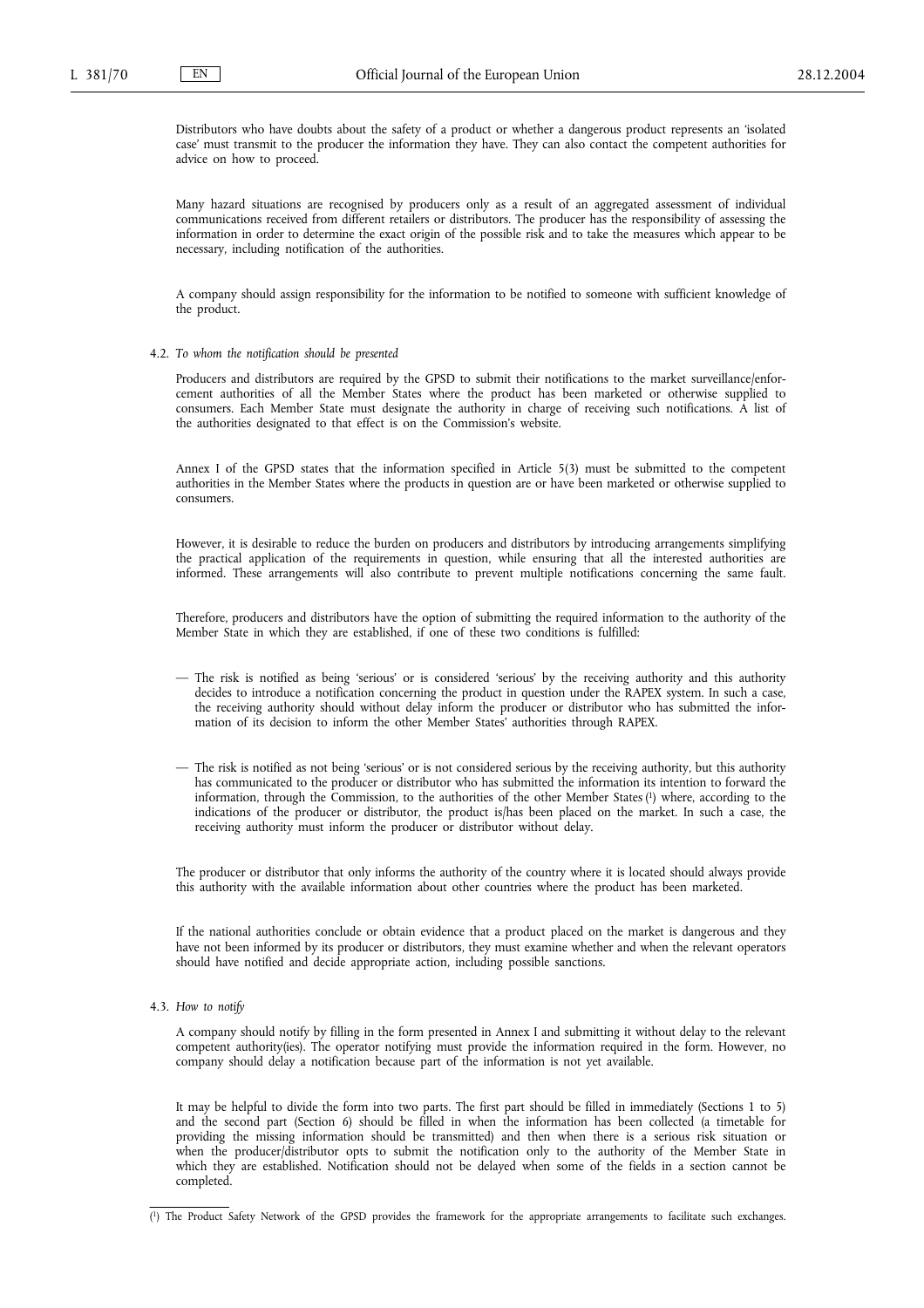Distributors who have doubts about the safety of a product or whether a dangerous product represents an 'isolated case' must transmit to the producer the information they have. They can also contact the competent authorities for advice on how to proceed.

Many hazard situations are recognised by producers only as a result of an aggregated assessment of individual communications received from different retailers or distributors. The producer has the responsibility of assessing the information in order to determine the exact origin of the possible risk and to take the measures which appear to be necessary, including notification of the authorities.

A company should assign responsibility for the information to be notified to someone with sufficient knowledge of the product.

4.2. *To whom the notification should be presented*

Producers and distributors are required by the GPSD to submit their notifications to the market surveillance/enforcement authorities of all the Member States where the product has been marketed or otherwise supplied to consumers. Each Member State must designate the authority in charge of receiving such notifications. A list of the authorities designated to that effect is on the Commission's website.

Annex I of the GPSD states that the information specified in Article 5(3) must be submitted to the competent authorities in the Member States where the products in question are or have been marketed or otherwise supplied to consumers.

However, it is desirable to reduce the burden on producers and distributors by introducing arrangements simplifying the practical application of the requirements in question, while ensuring that all the interested authorities are informed. These arrangements will also contribute to prevent multiple notifications concerning the same fault.

Therefore, producers and distributors have the option of submitting the required information to the authority of the Member State in which they are established, if one of these two conditions is fulfilled:

— The risk is notified as being 'serious' or is considered 'serious' by the receiving authority and this authority decides to introduce a notification concerning the product in question under the RAPEX system. In such a case, the receiving authority should without delay inform the producer or distributor who has submitted the information of its decision to inform the other Member States' authorities through RAPEX.

— The risk is notified as not being 'serious' or is not considered serious by the receiving authority, but this authority has communicated to the producer or distributor who has submitted the information its intention to forward the information, through the Commission, to the authorities of the other Member States [1] where, according to the indications of the producer or distributor, the product is/has been placed on the market. In such a case, the receiving authority must inform the producer or distributor without delay.

The producer or distributor that only informs the authority of the country where it is located should always provide this authority with the available information about other countries where the product has been marketed.

If the national authorities conclude or obtain evidence that a product placed on the market is dangerous and they have not been informed by its producer or distributors, they must examine whether and when the relevant operators should have notified and decide appropriate action, including possible sanctions.

4.3. *How to notify*

A company should notify by filling in the form presented in Annex I and submitting it without delay to the relevant competent authority(ies). The operator notifying must provide the information required in the form. However, no company should delay a notification because part of the information is not yet available.

It may be helpful to divide the form into two parts. The first part should be filled in immediately (Sections 1 to 5) and the second part (Section 6) should be filled in when the information has been collected (a timetable for providing the missing information should be transmitted) and then when there is a serious risk situation or when the producer/distributor opts to submit the notification only to the authority of the Member State in which they are established. Notification should not be delayed when some of the fields in a section cannot be completed.

[1] The Product Safety Network of the GPSD provides the framework for the appropriate arrangements to facilitate such exchanges.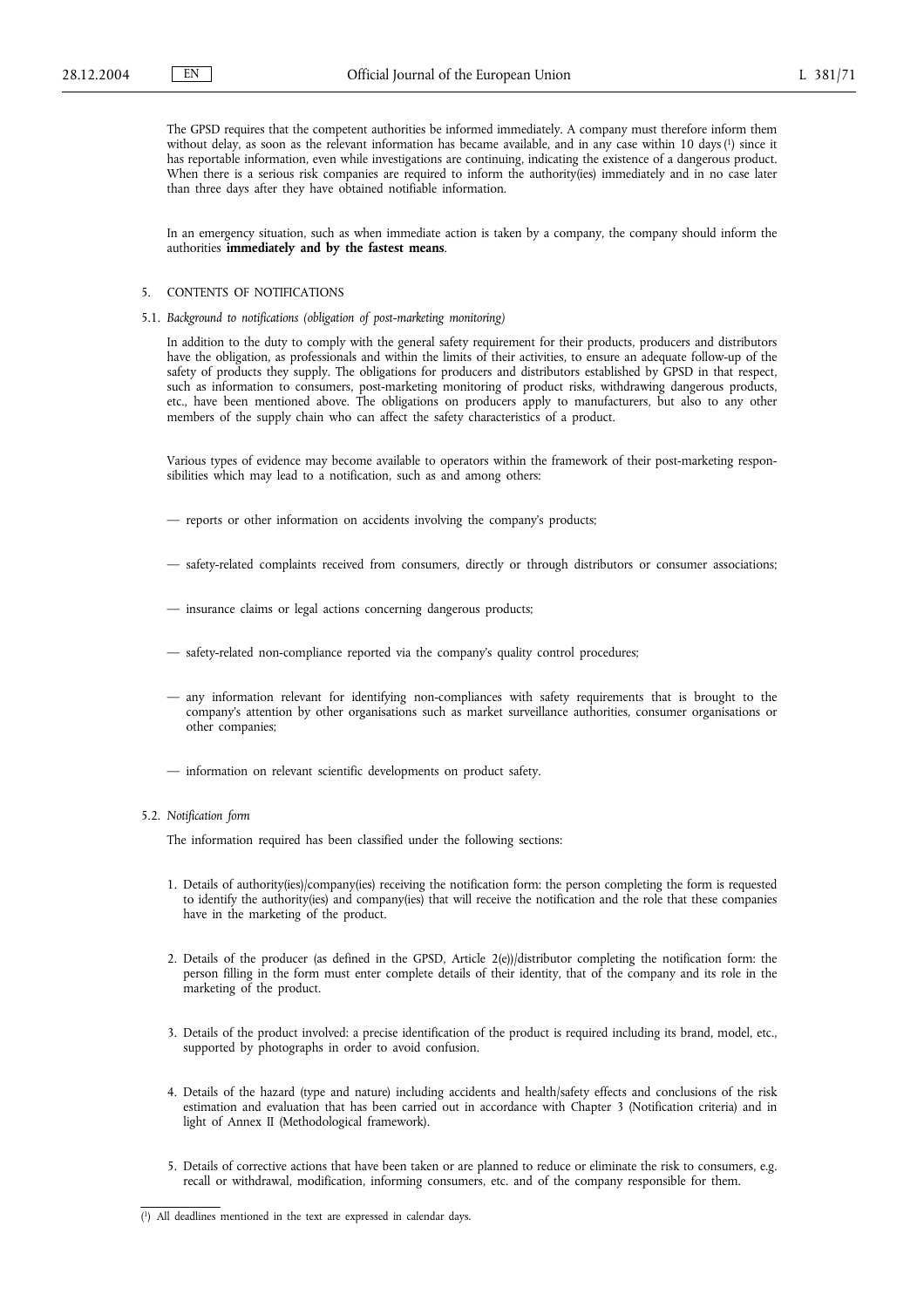The GPSD requires that the competent authorities be informed immediately. A company must therefore inform them without delay, as soon as the relevant information has became available, and in any case within 10 days [1] since it has reportable information, even while investigations are continuing, indicating the existence of a dangerous product. When there is a serious risk companies are required to inform the authority(ies) immediately and in no case later than three days after they have obtained notifiable information.

In an emergency situation, such as when immediate action is taken by a company, the company should inform the authorities **immediately and by the fastest means**.

## 5. CONTENTS OF NOTIFICATIONS

### 5.1. *Background to notifications (obligation of post-marketing monitoring)*

In addition to the duty to comply with the general safety requirement for their products, producers and distributors have the obligation, as professionals and within the limits of their activities, to ensure an adequate follow-up of the safety of products they supply. The obligations for producers and distributors established by GPSD in that respect, such as information to consumers, post-marketing monitoring of product risks, withdrawing dangerous products, etc., have been mentioned above. The obligations on producers apply to manufacturers, but also to any other members of the supply chain who can affect the safety characteristics of a product.

Various types of evidence may become available to operators within the framework of their post-marketing responsibilities which may lead to a notification, such as and among others:

— reports or other information on accidents involving the company's products;

— safety-related complaints received from consumers, directly or through distributors or consumer associations;

— insurance claims or legal actions concerning dangerous products;

— safety-related non-compliance reported via the company's quality control procedures;

— any information relevant for identifying non-compliances with safety requirements that is brought to the company's attention by other organisations such as market surveillance authorities, consumer organisations or other companies;

— information on relevant scientific developments on product safety.

### 5.2. *Notification form*

The information required has been classified under the following sections:

1. Details of authority(ies)/company(ies) receiving the notification form: the person completing the form is requested to identify the authority(ies) and company(ies) that will receive the notification and the role that these companies have in the marketing of the product.

2. Details of the producer (as defined in the GPSD, Article 2(e))/distributor completing the notification form: the person filling in the form must enter complete details of their identity, that of the company and its role in the marketing of the product.

3. Details of the product involved: a precise identification of the product is required including its brand, model, etc., supported by photographs in order to avoid confusion.

4. Details of the hazard (type and nature) including accidents and health/safety effects and conclusions of the risk estimation and evaluation that has been carried out in accordance with Chapter 3 (Notification criteria) and in light of Annex II (Methodological framework).

5. Details of corrective actions that have been taken or are planned to reduce or eliminate the risk to consumers, e.g. recall or withdrawal, modification, informing consumers, etc. and of the company responsible for them.

---

[1] All deadlines mentioned in the text are expressed in calendar days.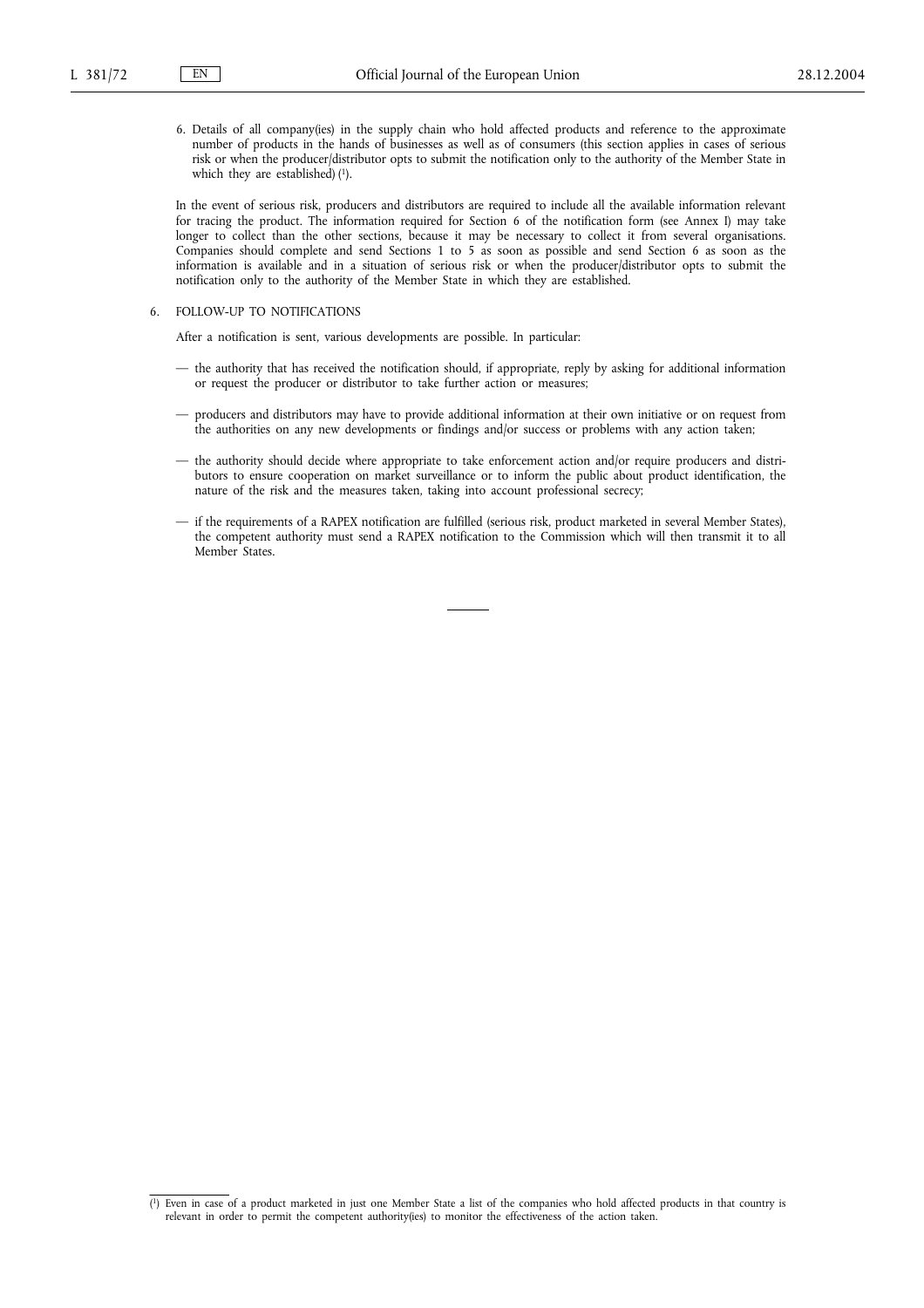6. Details of all company(ies) in the supply chain who hold affected products and reference to the approximate number of products in the hands of businesses as well as of consumers (this section applies in cases of serious risk or when the producer/distributor opts to submit the notification only to the authority of the Member State in which they are established) [1].

In the event of serious risk, producers and distributors are required to include all the available information relevant for tracing the product. The information required for Section 6 of the notification form (see Annex I) may take longer to collect than the other sections, because it may be necessary to collect it from several organisations. Companies should complete and send Sections 1 to 5 as soon as possible and send Section 6 as soon as the information is available and in a situation of serious risk or when the producer/distributor opts to submit the notification only to the authority of the Member State in which they are established.

## 6. FOLLOW-UP TO NOTIFICATIONS

After a notification is sent, various developments are possible. In particular:

— the authority that has received the notification should, if appropriate, reply by asking for additional information or request the producer or distributor to take further action or measures;

— producers and distributors may have to provide additional information at their own initiative or on request from the authorities on any new developments or findings and/or success or problems with any action taken;

— the authority should decide where appropriate to take enforcement action and/or require producers and distributors to ensure cooperation on market surveillance or to inform the public about product identification, the nature of the risk and the measures taken, taking into account professional secrecy;

— if the requirements of a RAPEX notification are fulfilled (serious risk, product marketed in several Member States), the competent authority must send a RAPEX notification to the Commission which will then transmit it to all Member States.

---

[1] Even in case of a product marketed in just one Member State a list of the companies who hold affected products in that country is relevant in order to permit the competent authority(ies) to monitor the effectiveness of the action taken.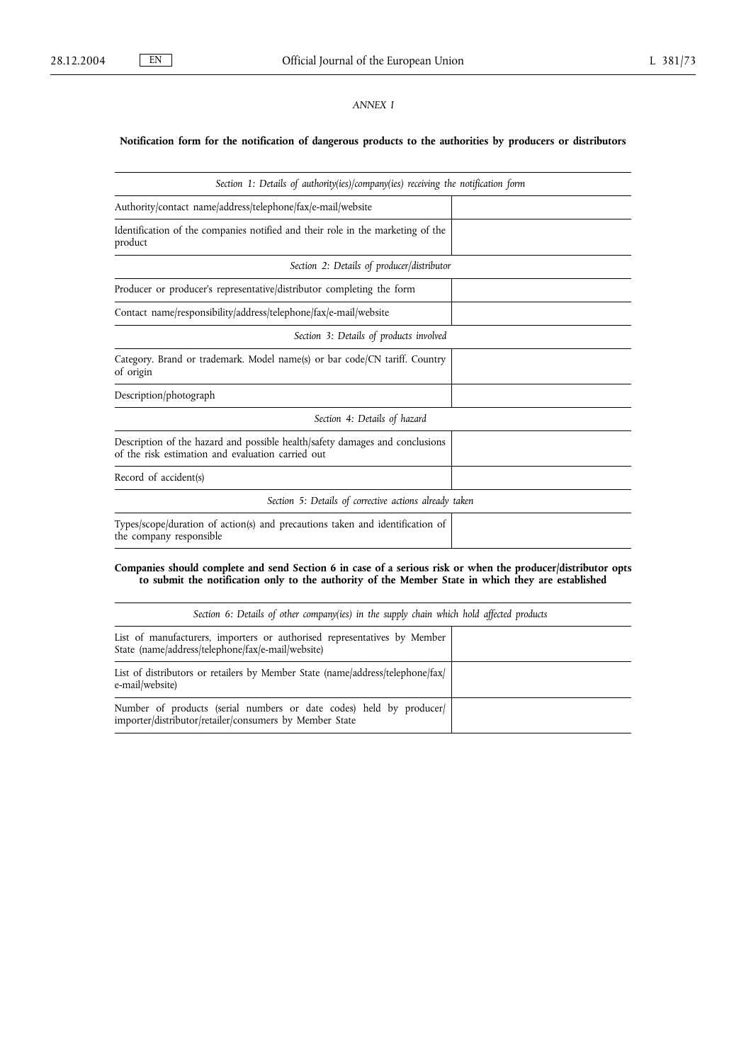*ANNEX I*

**Notification form for the notification of dangerous products to the authorities by producers or distributors**

| *Section 1: Details of authority(ies)/company(ies) receiving the notification form* | |
|---|---|
| Authority/contact name/address/telephone/fax/e-mail/website | |
| Identification of the companies notified and their role in the marketing of the product | |
| *Section 2: Details of producer/distributor* | |
| Producer or producer's representative/distributor completing the form | |
| Contact name/responsibility/address/telephone/fax/e-mail/website | |
| *Section 3: Details of products involved* | |
| Category. Brand or trademark. Model name(s) or bar code/CN tariff. Country of origin | |
| Description/photograph | |
| *Section 4: Details of hazard* | |
| Description of the hazard and possible health/safety damages and conclusions of the risk estimation and evaluation carried out | |
| Record of accident(s) | |
| *Section 5: Details of corrective actions already taken* | |
| Types/scope/duration of action(s) and precautions taken and identification of the company responsible | |

**Companies should complete and send Section 6 in case of a serious risk or when the producer/distributor opts to submit the notification only to the authority of the Member State in which they are established**

| *Section 6: Details of other company(ies) in the supply chain which hold affected products* | |
|---|---|
| List of manufacturers, importers or authorised representatives by Member State (name/address/telephone/fax/e-mail/website) | |
| List of distributors or retailers by Member State (name/address/telephone/fax/e-mail/website) | |
| Number of products (serial numbers or date codes) held by producer/importer/distributor/retailer/consumers by Member State | |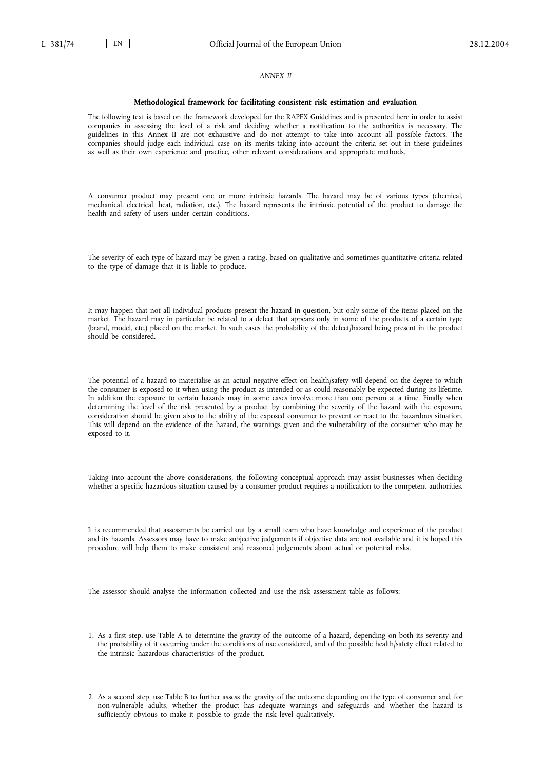*ANNEX II*

**Methodological framework for facilitating consistent risk estimation and evaluation**

The following text is based on the framework developed for the RAPEX Guidelines and is presented here in order to assist companies in assessing the level of a risk and deciding whether a notification to the authorities is necessary. The guidelines in this Annex II are not exhaustive and do not attempt to take into account all possible factors. The companies should judge each individual case on its merits taking into account the criteria set out in these guidelines as well as their own experience and practice, other relevant considerations and appropriate methods.

A consumer product may present one or more intrinsic hazards. The hazard may be of various types (chemical, mechanical, electrical, heat, radiation, etc.). The hazard represents the intrinsic potential of the product to damage the health and safety of users under certain conditions.

The severity of each type of hazard may be given a rating, based on qualitative and sometimes quantitative criteria related to the type of damage that it is liable to produce.

It may happen that not all individual products present the hazard in question, but only some of the items placed on the market. The hazard may in particular be related to a defect that appears only in some of the products of a certain type (brand, model, etc.) placed on the market. In such cases the probability of the defect/hazard being present in the product should be considered.

The potential of a hazard to materialise as an actual negative effect on health/safety will depend on the degree to which the consumer is exposed to it when using the product as intended or as could reasonably be expected during its lifetime. In addition the exposure to certain hazards may in some cases involve more than one person at a time. Finally when determining the level of the risk presented by a product by combining the severity of the hazard with the exposure, consideration should be given also to the ability of the exposed consumer to prevent or react to the hazardous situation. This will depend on the evidence of the hazard, the warnings given and the vulnerability of the consumer who may be exposed to it.

Taking into account the above considerations, the following conceptual approach may assist businesses when deciding whether a specific hazardous situation caused by a consumer product requires a notification to the competent authorities.

It is recommended that assessments be carried out by a small team who have knowledge and experience of the product and its hazards. Assessors may have to make subjective judgements if objective data are not available and it is hoped this procedure will help them to make consistent and reasoned judgements about actual or potential risks.

The assessor should analyse the information collected and use the risk assessment table as follows:

1. As a first step, use Table A to determine the gravity of the outcome of a hazard, depending on both its severity and the probability of it occurring under the conditions of use considered, and of the possible health/safety effect related to the intrinsic hazardous characteristics of the product.

2. As a second step, use Table B to further assess the gravity of the outcome depending on the type of consumer and, for non-vulnerable adults, whether the product has adequate warnings and safeguards and whether the hazard is sufficiently obvious to make it possible to grade the risk level qualitatively.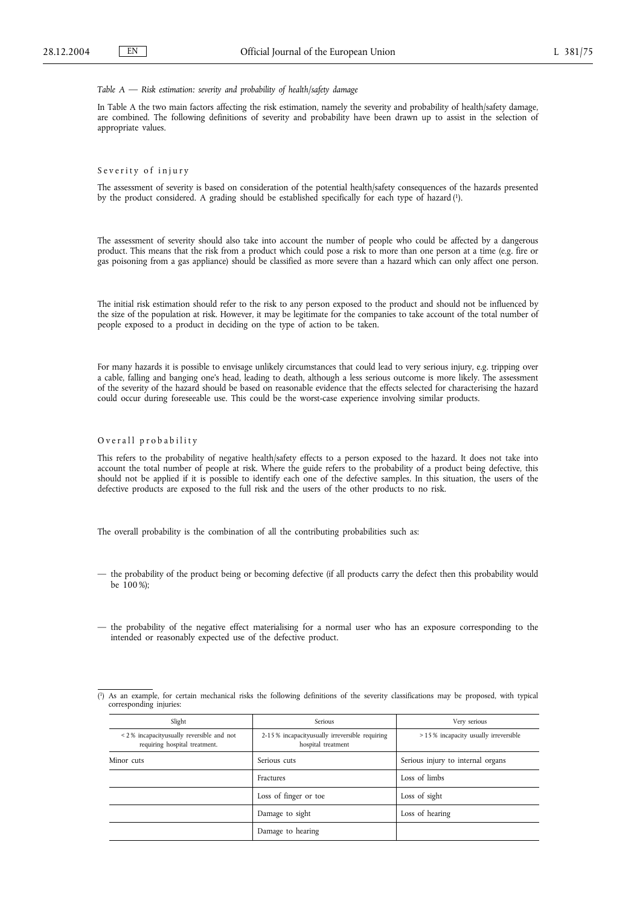*Table A — Risk estimation: severity and probability of health/safety damage*

In Table A the two main factors affecting the risk estimation, namely the severity and probability of health/safety damage, are combined. The following definitions of severity and probability have been drawn up to assist in the selection of appropriate values.

### Severity of injury

The assessment of severity is based on consideration of the potential health/safety consequences of the hazards presented by the product considered. A grading should be established specifically for each type of hazard [1].

The assessment of severity should also take into account the number of people who could be affected by a dangerous product. This means that the risk from a product which could pose a risk to more than one person at a time (e.g. fire or gas poisoning from a gas appliance) should be classified as more severe than a hazard which can only affect one person.

The initial risk estimation should refer to the risk to any person exposed to the product and should not be influenced by the size of the population at risk. However, it may be legitimate for the companies to take account of the total number of people exposed to a product in deciding on the type of action to be taken.

For many hazards it is possible to envisage unlikely circumstances that could lead to very serious injury, e.g. tripping over a cable, falling and banging one's head, leading to death, although a less serious outcome is more likely. The assessment of the severity of the hazard should be based on reasonable evidence that the effects selected for characterising the hazard could occur during foreseeable use. This could be the worst-case experience involving similar products.

### Overall probability

This refers to the probability of negative health/safety effects to a person exposed to the hazard. It does not take into account the total number of people at risk. Where the guide refers to the probability of a product being defective, this should not be applied if it is possible to identify each one of the defective samples. In this situation, the users of the defective products are exposed to the full risk and the users of the other products to no risk.

The overall probability is the combination of all the contributing probabilities such as:

— the probability of the product being or becoming defective (if all products carry the defect then this probability would be 100 %);

— the probability of the negative effect materialising for a normal user who has an exposure corresponding to the intended or reasonably expected use of the defective product.

---

[1] As an example, for certain mechanical risks the following definitions of the severity classifications may be proposed, with typical corresponding injuries:

| Slight | Serious | Very serious |
|---|---|---|
| < 2 % incapacityusually reversible and not requiring hospital treatment. | 2-15 % incapacityusually irreversible requiring hospital treatment | > 15 % incapacity usually irreversible |
| Minor cuts | Serious cuts | Serious injury to internal organs |
| | Fractures | Loss of limbs |
| | Loss of finger or toe | Loss of sight |
| | Damage to sight | Loss of hearing |
| | Damage to hearing | |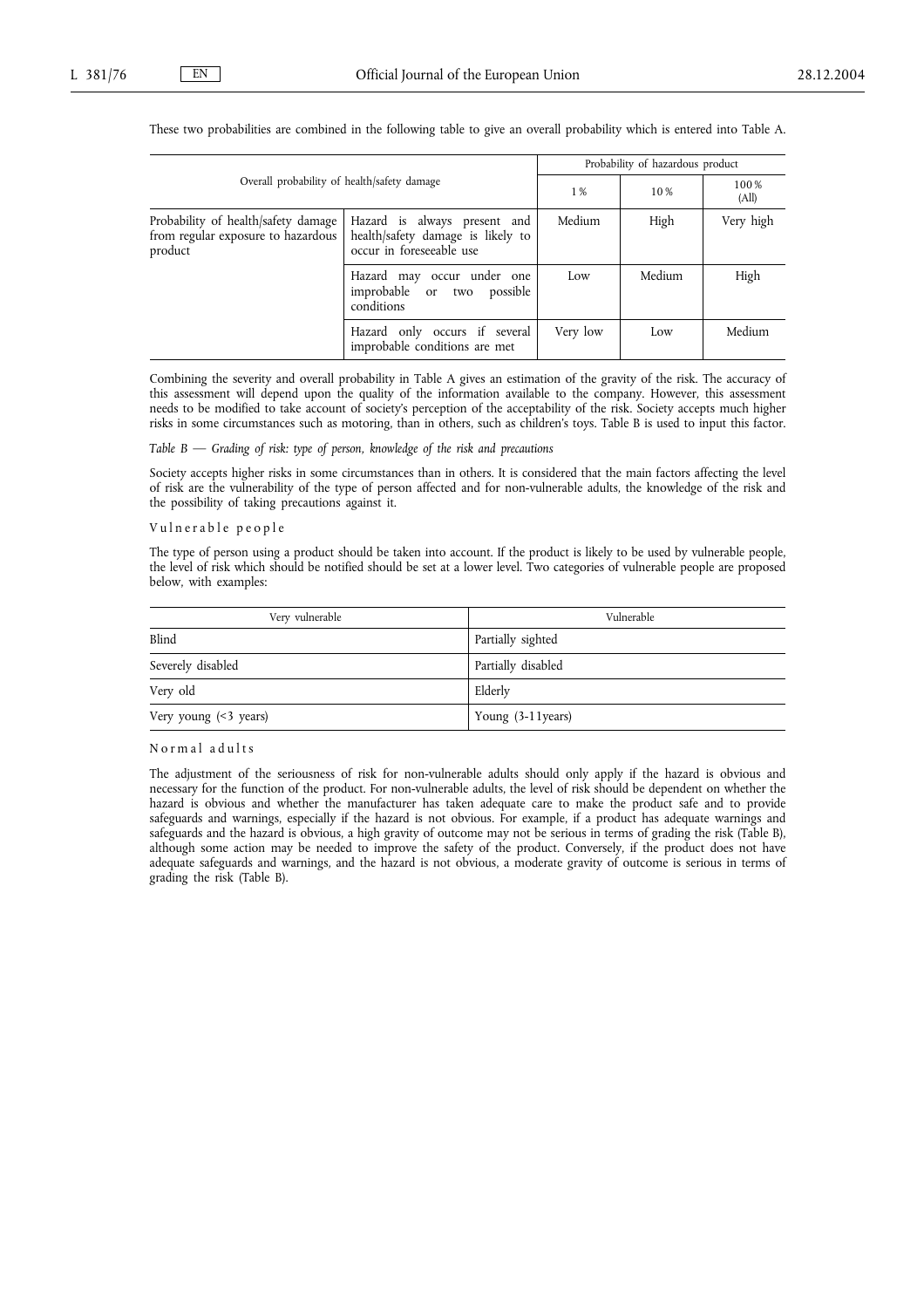These two probabilities are combined in the following table to give an overall probability which is entered into Table A.

| Overall probability of health/safety damage | | Probability of hazardous product | | |
|---|---|---|---|---|
| | | 1 % | 10 % | 100 % (All) |
| Probability of health/safety damage from regular exposure to hazardous product | Hazard is always present and health/safety damage is likely to occur in foreseeable use | Medium | High | Very high |
| | Hazard may occur under one improbable or two possible conditions | Low | Medium | High |
| | Hazard only occurs if several improbable conditions are met | Very low | Low | Medium |

Combining the severity and overall probability in Table A gives an estimation of the gravity of the risk. The accuracy of this assessment will depend upon the quality of the information available to the company. However, this assessment needs to be modified to take account of society's perception of the acceptability of the risk. Society accepts much higher risks in some circumstances such as motoring, than in others, such as children's toys. Table B is used to input this factor.

*Table B — Grading of risk: type of person, knowledge of the risk and precautions*

Society accepts higher risks in some circumstances than in others. It is considered that the main factors affecting the level of risk are the vulnerability of the type of person affected and for non-vulnerable adults, the knowledge of the risk and the possibility of taking precautions against it.

Vulnerable people

The type of person using a product should be taken into account. If the product is likely to be used by vulnerable people, the level of risk which should be notified should be set at a lower level. Two categories of vulnerable people are proposed below, with examples:

| Very vulnerable | Vulnerable |
|---|---|
| Blind | Partially sighted |
| Severely disabled | Partially disabled |
| Very old | Elderly |
| Very young (<3 years) | Young (3-11years) |

Normal adults

The adjustment of the seriousness of risk for non-vulnerable adults should only apply if the hazard is obvious and necessary for the function of the product. For non-vulnerable adults, the level of risk should be dependent on whether the hazard is obvious and whether the manufacturer has taken adequate care to make the product safe and to provide safeguards and warnings, especially if the hazard is not obvious. For example, if a product has adequate warnings and safeguards and the hazard is obvious, a high gravity of outcome may not be serious in terms of grading the risk (Table B), although some action may be needed to improve the safety of the product. Conversely, if the product does not have adequate safeguards and warnings, and the hazard is not obvious, a moderate gravity of outcome is serious in terms of grading the risk (Table B).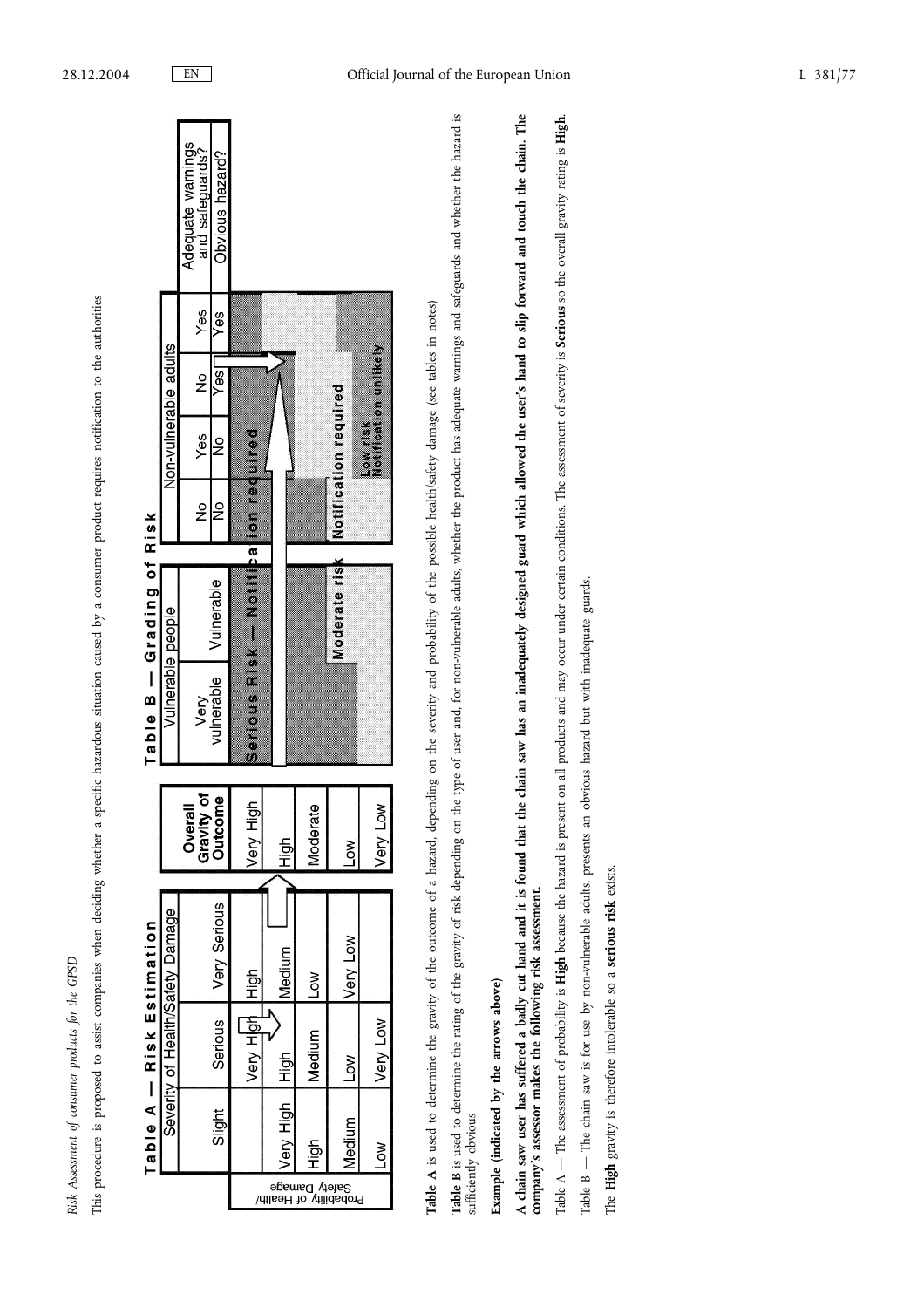*Risk Assessment of consumer products for the GPSD*

This procedure is proposed to assist companies when deciding whether a specific hazardous situation caused by a consumer product requires notification to the authorities

**Table A — Risk Estimation**

| Probability of Health/Safety Damage | Severity of Health/Safety Damage: Slight | Serious | Very Serious | Overall Gravity of Outcome |
|---|---|---|---|---|
| | | Very High | High | Very High |
| | Very High | High | Medium | High |
| | High | Medium | Low | Moderate |
| | Medium | Low | Very Low | Low |
| | Low | Very Low | | Very Low |

**Table B — Grading of Risk**

| | Vulnerable people: Very vulnerable | Vulnerable | Non-vulnerable adults | | | |
|---|---|---|---|---|---|---|
| Adequate warnings and safeguards? | | | No | Yes | No | Yes |
| Obvious hazard? | | | No | No | Yes | Yes |

Serious Risk — Notification required

Moderate risk

Notification required

Low risk
Notification unlikely

**Table A** is used to determine the gravity of the outcome of a hazard, depending on the severity and probability of the possible health/safety damage (see tables in notes)

**Table B** is used to determine the rating of the gravity of risk depending on the type of user and, for non-vulnerable adults, whether the product has adequate warnings and safeguards and whether the hazard is sufficiently obvious

**Example (indicated by the arrows above)**

**A chain saw user has suffered a badly cut hand and it is found that the chain saw has an inadequately designed guard which allowed the user's hand to slip forward and touch the chain. The company's assessor makes the following risk assessment.**

Table A — The assessment of probability is **High** because the hazard is present on all products and may occur under certain conditions. The assessment of severity is **Serious** so the overall gravity rating is **High**.

Table B — The chain saw is for use by non-vulnerable adults, presents an obvious hazard but with inadequate guards.

The **High** gravity is therefore intolerable so a **serious risk** exists.